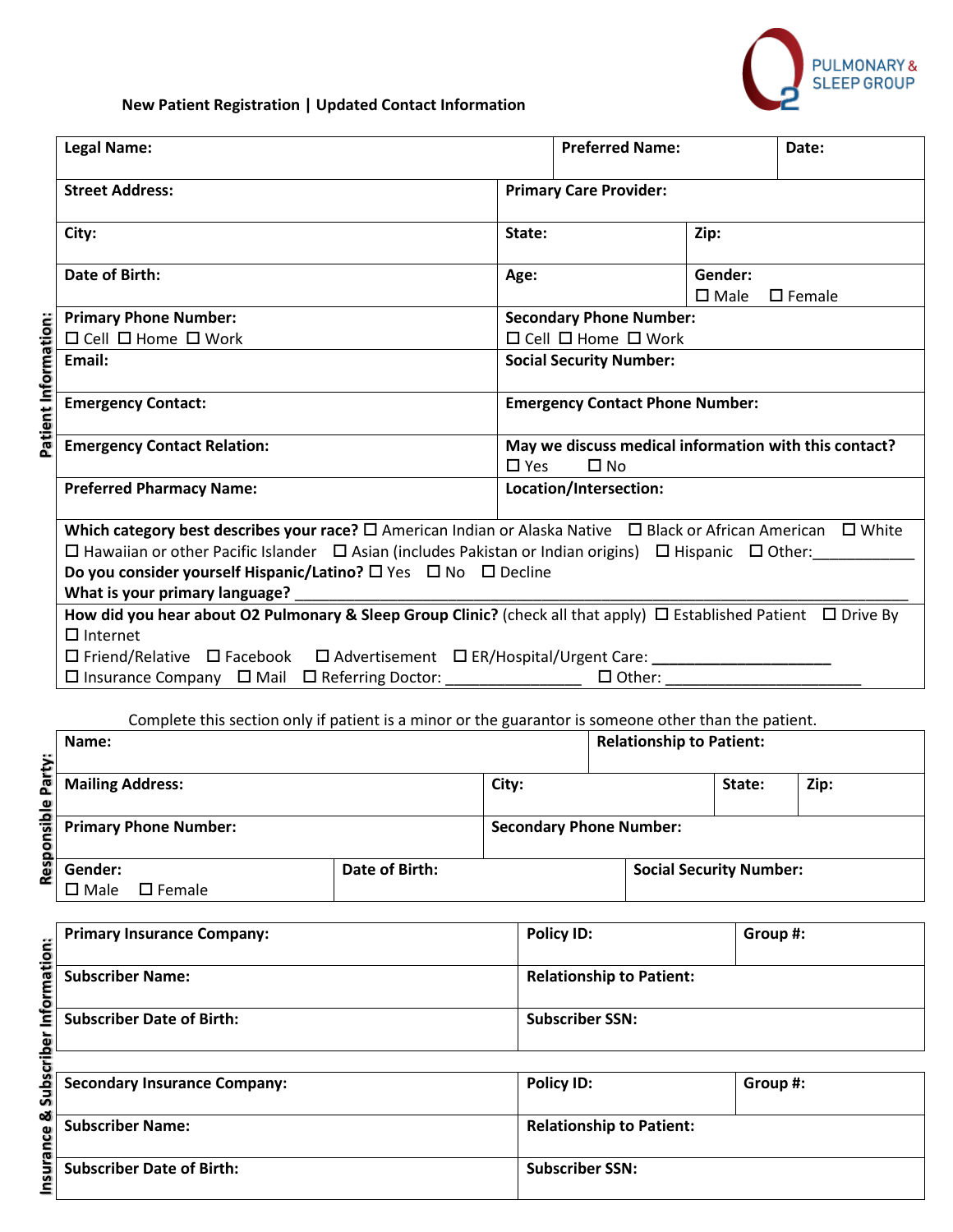O2 PULMONARY & SLEEP GROUP

**New Patient Registration | Updated Contact Information**

**Patient Information:**

| | | | |
|---|---|---|---|
| **Legal Name:** | | **Preferred Name:** | **Date:** |
| **Street Address:** | **Primary Care Provider:** | | |
| **City:** | **State:** | **Zip:** | |
| **Date of Birth:** | **Age:** | **Gender:** ☐ Male ☐ Female | |
| **Primary Phone Number:** ☐ Cell ☐ Home ☐ Work | **Secondary Phone Number:** ☐ Cell ☐ Home ☐ Work | | |
| **Email:** | **Social Security Number:** | | |
| **Emergency Contact:** | **Emergency Contact Phone Number:** | | |
| **Emergency Contact Relation:** | **May we discuss medical information with this contact?** ☐ Yes ☐ No | | |
| **Preferred Pharmacy Name:** | **Location/Intersection:** | | |

**Which category best describes your race?** ☐ American Indian or Alaska Native ☐ Black or African American ☐ White ☐ Hawaiian or other Pacific Islander ☐ Asian (includes Pakistan or Indian origins) ☐ Hispanic ☐ Other:____________

**Do you consider yourself Hispanic/Latino?** ☐ Yes ☐ No ☐ Decline

**What is your primary language?** ___________________________________________________________________________

**How did you hear about O2 Pulmonary & Sleep Group Clinic?** (check all that apply) ☐ Established Patient ☐ Drive By ☐ Internet
☐ Friend/Relative ☐ Facebook ☐ Advertisement ☐ ER/Hospital/Urgent Care: _____________________
☐ Insurance Company ☐ Mail ☐ Referring Doctor: ________________ ☐ Other: _______________________

Complete this section only if patient is a minor or the guarantor is someone other than the patient.

**Responsible Party:**

| | | | | |
|---|---|---|---|---|
| **Name:** | | **Relationship to Patient:** | | |
| **Mailing Address:** | | **City:** | **State:** | **Zip:** |
| **Primary Phone Number:** | | **Secondary Phone Number:** | | |
| **Gender:** ☐ Male ☐ Female | **Date of Birth:** | **Social Security Number:** | | |

**Insurance & Subscriber Information:**

| | | |
|---|---|---|
| **Primary Insurance Company:** | **Policy ID:** | **Group #:** |
| **Subscriber Name:** | **Relationship to Patient:** | |
| **Subscriber Date of Birth:** | **Subscriber SSN:** | |

| | | |
|---|---|---|
| **Secondary Insurance Company:** | **Policy ID:** | **Group #:** |
| **Subscriber Name:** | **Relationship to Patient:** | |
| **Subscriber Date of Birth:** | **Subscriber SSN:** | |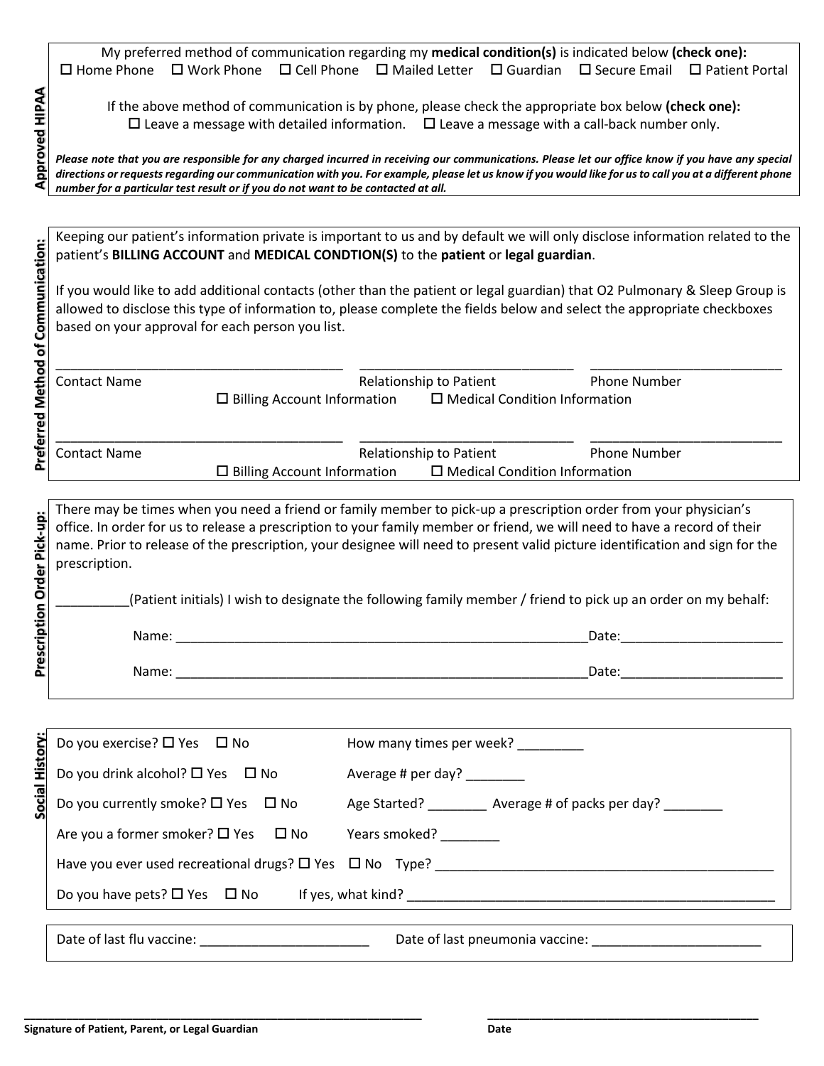## Approved HIPAA

My preferred method of communication regarding my **medical condition(s)** is indicated below **(check one):**

☐ Home Phone ☐ Work Phone ☐ Cell Phone ☐ Mailed Letter ☐ Guardian ☐ Secure Email ☐ Patient Portal

If the above method of communication is by phone, please check the appropriate box below **(check one):**

☐ Leave a message with detailed information. ☐ Leave a message with a call-back number only.

***Please note that you are responsible for any charged incurred in receiving our communications. Please let our office know if you have any special directions or requests regarding our communication with you. For example, please let us know if you would like for us to call you at a different phone number for a particular test result or if you do not want to be contacted at all.***

## Preferred Method of Communication:

Keeping our patient's information private is important to us and by default we will only disclose information related to the patient's **BILLING ACCOUNT** and **MEDICAL CONDTION(S)** to the **patient** or **legal guardian**.

If you would like to add additional contacts (other than the patient or legal guardian) that O2 Pulmonary & Sleep Group is allowed to disclose this type of information to, please complete the fields below and select the appropriate checkboxes based on your approval for each person you list.

________________________________________ ______________________________ __________________________

Contact Name Relationship to Patient Phone Number

☐ Billing Account Information ☐ Medical Condition Information

________________________________________ ______________________________ __________________________

Contact Name Relationship to Patient Phone Number

☐ Billing Account Information ☐ Medical Condition Information

## Prescription Order Pick-up:

There may be times when you need a friend or family member to pick-up a prescription order from your physician's office. In order for us to release a prescription to your family member or friend, we will need to have a record of their name. Prior to release of the prescription, your designee will need to present valid picture identification and sign for the prescription.

__________(Patient initials) I wish to designate the following family member / friend to pick up an order on my behalf:

Name: __________________________________________________________Date:______________________

Name: __________________________________________________________Date:______________________

## Social History:

Do you exercise? ☐ Yes ☐ No How many times per week? _________

Do you drink alcohol? ☐ Yes ☐ No Average # per day? ________

Do you currently smoke? ☐ Yes ☐ No Age Started? ________ Average # of packs per day? ________

Are you a former smoker? ☐ Yes ☐ No Years smoked? ________

Have you ever used recreational drugs? ☐ Yes ☐ No Type? ________________________________________________

Do you have pets? ☐ Yes ☐ No If yes, what kind? ___________________________________________________

Date of last flu vaccine: _______________________ Date of last pneumonia vaccine: _______________________

_________________________________________________________________ ____________________________________________

**Signature of Patient, Parent, or Legal Guardian** **Date**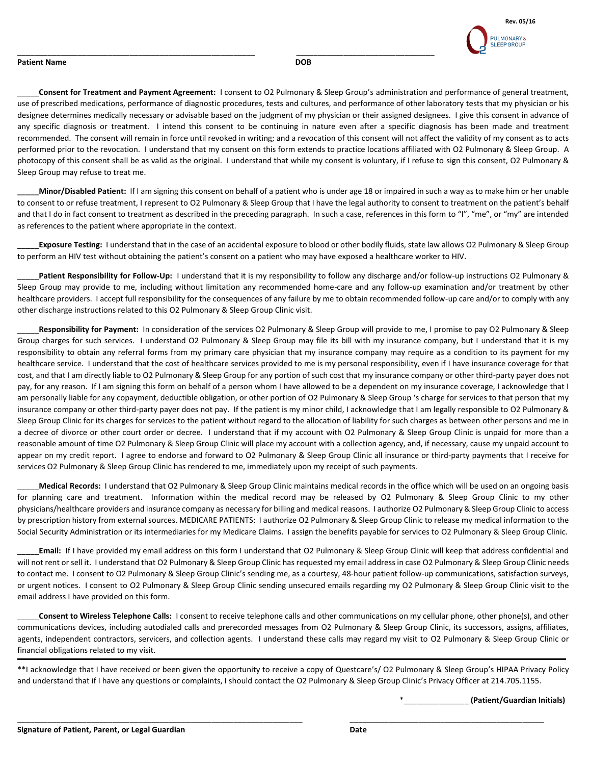Rev. 05/16

PULMONARY & SLEEP GROUP

_______________________________________________________ _______________________________

**Patient Name** **DOB**

_____**Consent for Treatment and Payment Agreement:** I consent to O2 Pulmonary & Sleep Group's administration and performance of general treatment, use of prescribed medications, performance of diagnostic procedures, tests and cultures, and performance of other laboratory tests that my physician or his designee determines medically necessary or advisable based on the judgment of my physician or their assigned designees. I give this consent in advance of any specific diagnosis or treatment. I intend this consent to be continuing in nature even after a specific diagnosis has been made and treatment recommended. The consent will remain in force until revoked in writing; and a revocation of this consent will not affect the validity of my consent as to acts performed prior to the revocation. I understand that my consent on this form extends to practice locations affiliated with O2 Pulmonary & Sleep Group. A photocopy of this consent shall be as valid as the original. I understand that while my consent is voluntary, if I refuse to sign this consent, O2 Pulmonary & Sleep Group may refuse to treat me.

_____**Minor/Disabled Patient:** If I am signing this consent on behalf of a patient who is under age 18 or impaired in such a way as to make him or her unable to consent to or refuse treatment, I represent to O2 Pulmonary & Sleep Group that I have the legal authority to consent to treatment on the patient's behalf and that I do in fact consent to treatment as described in the preceding paragraph. In such a case, references in this form to "I", "me", or "my" are intended as references to the patient where appropriate in the context.

_____**Exposure Testing:** I understand that in the case of an accidental exposure to blood or other bodily fluids, state law allows O2 Pulmonary & Sleep Group to perform an HIV test without obtaining the patient's consent on a patient who may have exposed a healthcare worker to HIV.

_____**Patient Responsibility for Follow-Up:** I understand that it is my responsibility to follow any discharge and/or follow-up instructions O2 Pulmonary & Sleep Group may provide to me, including without limitation any recommended home-care and any follow-up examination and/or treatment by other healthcare providers. I accept full responsibility for the consequences of any failure by me to obtain recommended follow-up care and/or to comply with any other discharge instructions related to this O2 Pulmonary & Sleep Group Clinic visit.

_____**Responsibility for Payment:** In consideration of the services O2 Pulmonary & Sleep Group will provide to me, I promise to pay O2 Pulmonary & Sleep Group charges for such services. I understand O2 Pulmonary & Sleep Group may file its bill with my insurance company, but I understand that it is my responsibility to obtain any referral forms from my primary care physician that my insurance company may require as a condition to its payment for my healthcare service. I understand that the cost of healthcare services provided to me is my personal responsibility, even if I have insurance coverage for that cost, and that I am directly liable to O2 Pulmonary & Sleep Group for any portion of such cost that my insurance company or other third-party payer does not pay, for any reason. If I am signing this form on behalf of a person whom I have allowed to be a dependent on my insurance coverage, I acknowledge that I am personally liable for any copayment, deductible obligation, or other portion of O2 Pulmonary & Sleep Group 's charge for services to that person that my insurance company or other third-party payer does not pay. If the patient is my minor child, I acknowledge that I am legally responsible to O2 Pulmonary & Sleep Group Clinic for its charges for services to the patient without regard to the allocation of liability for such charges as between other persons and me in a decree of divorce or other court order or decree. I understand that if my account with O2 Pulmonary & Sleep Group Clinic is unpaid for more than a reasonable amount of time O2 Pulmonary & Sleep Group Clinic will place my account with a collection agency, and, if necessary, cause my unpaid account to appear on my credit report. I agree to endorse and forward to O2 Pulmonary & Sleep Group Clinic all insurance or third-party payments that I receive for services O2 Pulmonary & Sleep Group Clinic has rendered to me, immediately upon my receipt of such payments.

_____**Medical Records:** I understand that O2 Pulmonary & Sleep Group Clinic maintains medical records in the office which will be used on an ongoing basis for planning care and treatment. Information within the medical record may be released by O2 Pulmonary & Sleep Group Clinic to my other physicians/healthcare providers and insurance company as necessary for billing and medical reasons. I authorize O2 Pulmonary & Sleep Group Clinic to access by prescription history from external sources. MEDICARE PATIENTS: I authorize O2 Pulmonary & Sleep Group Clinic to release my medical information to the Social Security Administration or its intermediaries for my Medicare Claims. I assign the benefits payable for services to O2 Pulmonary & Sleep Group Clinic.

_____**Email:** If I have provided my email address on this form I understand that O2 Pulmonary & Sleep Group Clinic will keep that address confidential and will not rent or sell it. I understand that O2 Pulmonary & Sleep Group Clinic has requested my email address in case O2 Pulmonary & Sleep Group Clinic needs to contact me. I consent to O2 Pulmonary & Sleep Group Clinic's sending me, as a courtesy, 48-hour patient follow-up communications, satisfaction surveys, or urgent notices. I consent to O2 Pulmonary & Sleep Group Clinic sending unsecured emails regarding my O2 Pulmonary & Sleep Group Clinic visit to the email address I have provided on this form.

_____**Consent to Wireless Telephone Calls:** I consent to receive telephone calls and other communications on my cellular phone, other phone(s), and other communications devices, including autodialed calls and prerecorded messages from O2 Pulmonary & Sleep Group Clinic, its successors, assigns, affiliates, agents, independent contractors, servicers, and collection agents. I understand these calls may regard my visit to O2 Pulmonary & Sleep Group Clinic or financial obligations related to my visit.

---

**I acknowledge that I have received or been given the opportunity to receive a copy of Questcare's/ O2 Pulmonary & Sleep Group's HIPAA Privacy Policy and understand that if I have any questions or complaints, I should contact the O2 Pulmonary & Sleep Group Clinic's Privacy Officer at 214.705.1155.

*_______________ **(Patient/Guardian Initials)**

_____________________________________________________________________ _______________________________________________

**Signature of Patient, Parent, or Legal Guardian** **Date**